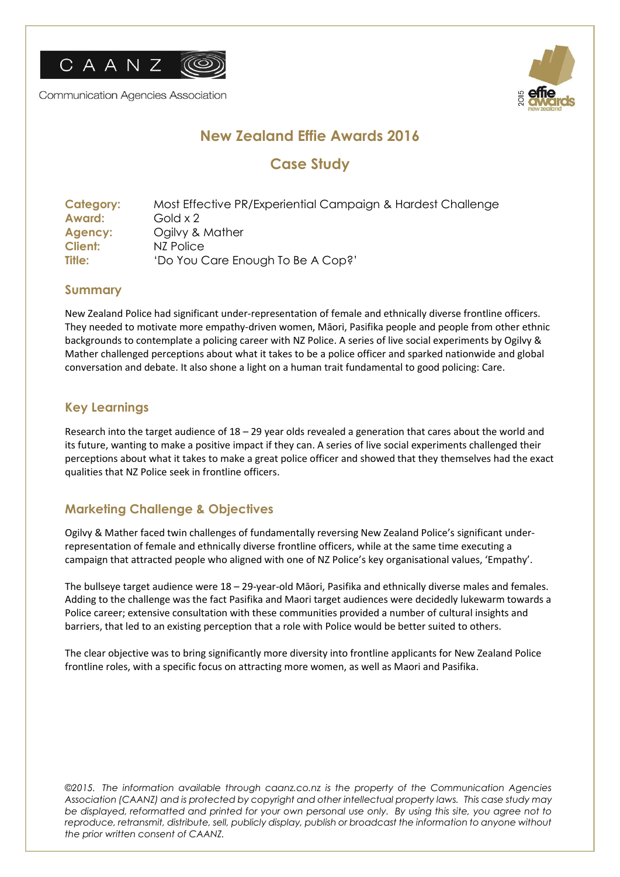CAANZ

Communication Agencies Association

# New Zealand Effie Awards 2016

## Case Study

**Category:** Most Effective PR/Experiential Campaign & Hardest Challenge
**Award:** Gold x 2
**Agency:** Ogilvy & Mather
**Client:** NZ Police
**Title:** 'Do You Care Enough To Be A Cop?'

### Summary

New Zealand Police had significant under-representation of female and ethnically diverse frontline officers. They needed to motivate more empathy-driven women, Māori, Pasifika people and people from other ethnic backgrounds to contemplate a policing career with NZ Police. A series of live social experiments by Ogilvy & Mather challenged perceptions about what it takes to be a police officer and sparked nationwide and global conversation and debate. It also shone a light on a human trait fundamental to good policing: Care.

### Key Learnings

Research into the target audience of 18 – 29 year olds revealed a generation that cares about the world and its future, wanting to make a positive impact if they can. A series of live social experiments challenged their perceptions about what it takes to make a great police officer and showed that they themselves had the exact qualities that NZ Police seek in frontline officers.

### Marketing Challenge & Objectives

Ogilvy & Mather faced twin challenges of fundamentally reversing New Zealand Police's significant under-representation of female and ethnically diverse frontline officers, while at the same time executing a campaign that attracted people who aligned with one of NZ Police's key organisational values, 'Empathy'.

The bullseye target audience were 18 – 29-year-old Māori, Pasifika and ethnically diverse males and females. Adding to the challenge was the fact Pasifika and Maori target audiences were decidedly lukewarm towards a Police career; extensive consultation with these communities provided a number of cultural insights and barriers, that led to an existing perception that a role with Police would be better suited to others.

The clear objective was to bring significantly more diversity into frontline applicants for New Zealand Police frontline roles, with a specific focus on attracting more women, as well as Maori and Pasifika.

*©2015. The information available through caanz.co.nz is the property of the Communication Agencies Association (CAANZ) and is protected by copyright and other intellectual property laws. This case study may be displayed, reformatted and printed for your own personal use only. By using this site, you agree not to reproduce, retransmit, distribute, sell, publicly display, publish or broadcast the information to anyone without the prior written consent of CAANZ.*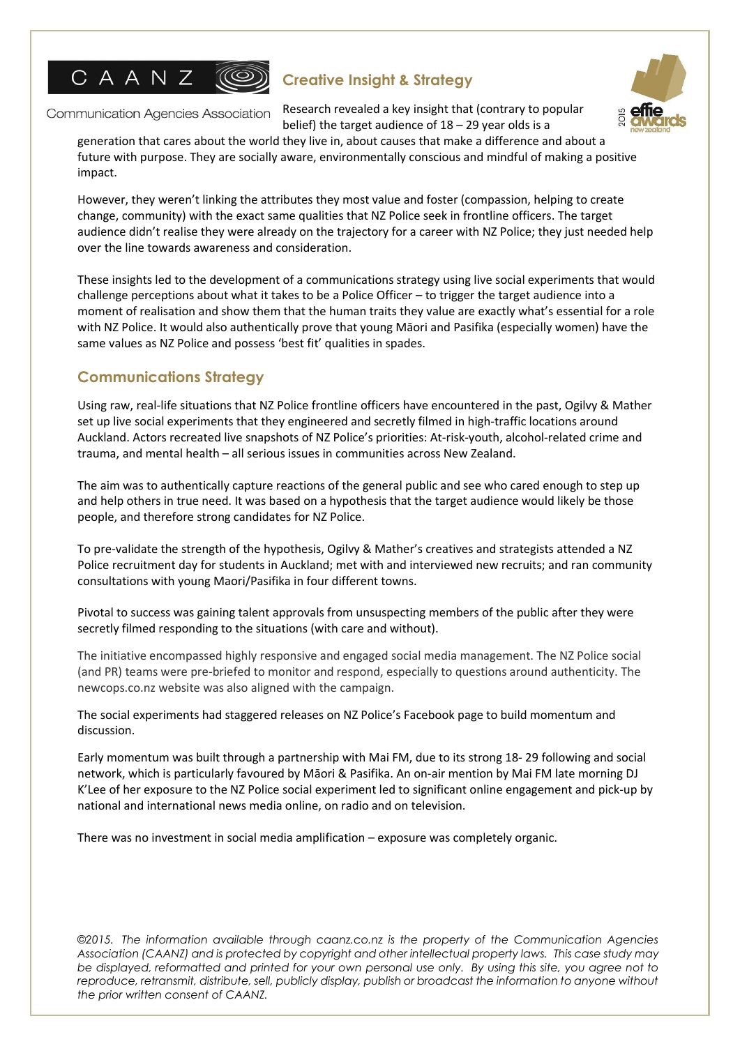## Creative Insight & Strategy

Research revealed a key insight that (contrary to popular belief) the target audience of 18 – 29 year olds is a generation that cares about the world they live in, about causes that make a difference and about a future with purpose. They are socially aware, environmentally conscious and mindful of making a positive impact.

However, they weren't linking the attributes they most value and foster (compassion, helping to create change, community) with the exact same qualities that NZ Police seek in frontline officers. The target audience didn't realise they were already on the trajectory for a career with NZ Police; they just needed help over the line towards awareness and consideration.

These insights led to the development of a communications strategy using live social experiments that would challenge perceptions about what it takes to be a Police Officer – to trigger the target audience into a moment of realisation and show them that the human traits they value are exactly what's essential for a role with NZ Police. It would also authentically prove that young Māori and Pasifika (especially women) have the same values as NZ Police and possess 'best fit' qualities in spades.

## Communications Strategy

Using raw, real-life situations that NZ Police frontline officers have encountered in the past, Ogilvy & Mather set up live social experiments that they engineered and secretly filmed in high-traffic locations around Auckland. Actors recreated live snapshots of NZ Police's priorities: At-risk-youth, alcohol-related crime and trauma, and mental health – all serious issues in communities across New Zealand.

The aim was to authentically capture reactions of the general public and see who cared enough to step up and help others in true need. It was based on a hypothesis that the target audience would likely be those people, and therefore strong candidates for NZ Police.

To pre-validate the strength of the hypothesis, Ogilvy & Mather's creatives and strategists attended a NZ Police recruitment day for students in Auckland; met with and interviewed new recruits; and ran community consultations with young Maori/Pasifika in four different towns.

Pivotal to success was gaining talent approvals from unsuspecting members of the public after they were secretly filmed responding to the situations (with care and without).

The initiative encompassed highly responsive and engaged social media management. The NZ Police social (and PR) teams were pre-briefed to monitor and respond, especially to questions around authenticity. The newcops.co.nz website was also aligned with the campaign.

The social experiments had staggered releases on NZ Police's Facebook page to build momentum and discussion.

Early momentum was built through a partnership with Mai FM, due to its strong 18- 29 following and social network, which is particularly favoured by Māori & Pasifika. An on-air mention by Mai FM late morning DJ K'Lee of her exposure to the NZ Police social experiment led to significant online engagement and pick-up by national and international news media online, on radio and on television.

There was no investment in social media amplification – exposure was completely organic.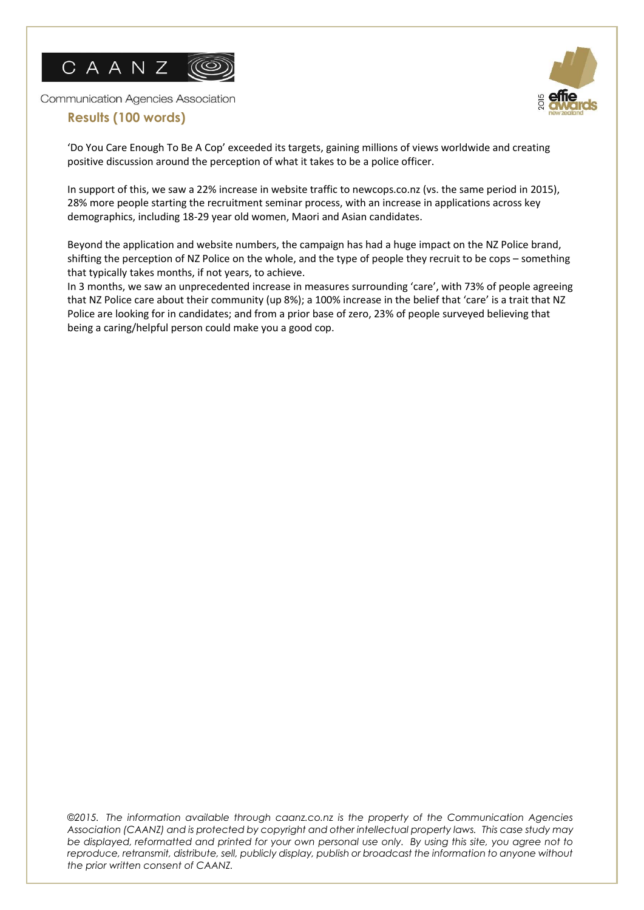## Results (100 words)

'Do You Care Enough To Be A Cop' exceeded its targets, gaining millions of views worldwide and creating positive discussion around the perception of what it takes to be a police officer.

In support of this, we saw a 22% increase in website traffic to newcops.co.nz (vs. the same period in 2015), 28% more people starting the recruitment seminar process, with an increase in applications across key demographics, including 18-29 year old women, Maori and Asian candidates.

Beyond the application and website numbers, the campaign has had a huge impact on the NZ Police brand, shifting the perception of NZ Police on the whole, and the type of people they recruit to be cops – something that typically takes months, if not years, to achieve.

In 3 months, we saw an unprecedented increase in measures surrounding 'care', with 73% of people agreeing that NZ Police care about their community (up 8%); a 100% increase in the belief that 'care' is a trait that NZ Police are looking for in candidates; and from a prior base of zero, 23% of people surveyed believing that being a caring/helpful person could make you a good cop.

*©2015. The information available through caanz.co.nz is the property of the Communication Agencies Association (CAANZ) and is protected by copyright and other intellectual property laws. This case study may be displayed, reformatted and printed for your own personal use only. By using this site, you agree not to reproduce, retransmit, distribute, sell, publicly display, publish or broadcast the information to anyone without the prior written consent of CAANZ.*